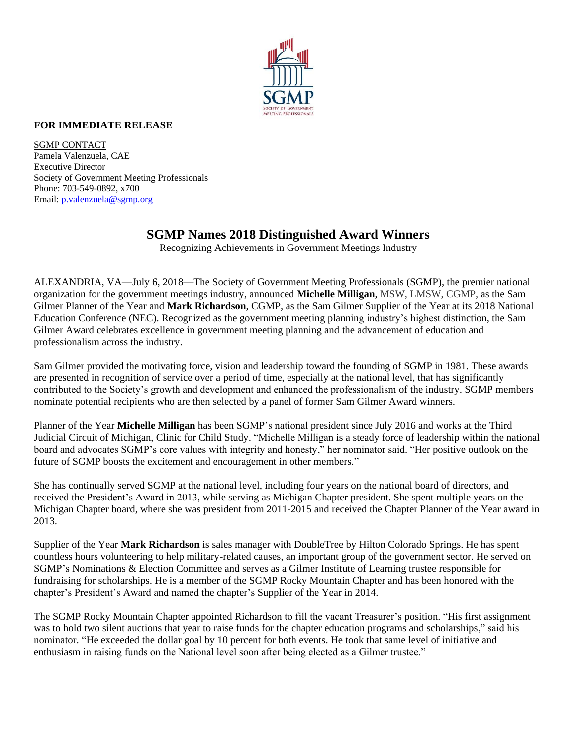**FOR IMMEDIATE RELEASE**

SGMP CONTACT
Pamela Valenzuela, CAE
Executive Director
Society of Government Meeting Professionals
Phone: 703-549-0892, x700
Email: p.valenzuela@sgmp.org

# SGMP Names 2018 Distinguished Award Winners

Recognizing Achievements in Government Meetings Industry

ALEXANDRIA, VA—July 6, 2018—The Society of Government Meeting Professionals (SGMP), the premier national organization for the government meetings industry, announced **Michelle Milligan**, MSW, LMSW, CGMP, as the Sam Gilmer Planner of the Year and **Mark Richardson**, CGMP, as the Sam Gilmer Supplier of the Year at its 2018 National Education Conference (NEC). Recognized as the government meeting planning industry's highest distinction, the Sam Gilmer Award celebrates excellence in government meeting planning and the advancement of education and professionalism across the industry.

Sam Gilmer provided the motivating force, vision and leadership toward the founding of SGMP in 1981. These awards are presented in recognition of service over a period of time, especially at the national level, that has significantly contributed to the Society's growth and development and enhanced the professionalism of the industry. SGMP members nominate potential recipients who are then selected by a panel of former Sam Gilmer Award winners.

Planner of the Year **Michelle Milligan** has been SGMP's national president since July 2016 and works at the Third Judicial Circuit of Michigan, Clinic for Child Study. "Michelle Milligan is a steady force of leadership within the national board and advocates SGMP's core values with integrity and honesty," her nominator said. "Her positive outlook on the future of SGMP boosts the excitement and encouragement in other members."

She has continually served SGMP at the national level, including four years on the national board of directors, and received the President's Award in 2013, while serving as Michigan Chapter president. She spent multiple years on the Michigan Chapter board, where she was president from 2011-2015 and received the Chapter Planner of the Year award in 2013.

Supplier of the Year **Mark Richardson** is sales manager with DoubleTree by Hilton Colorado Springs. He has spent countless hours volunteering to help military-related causes, an important group of the government sector. He served on SGMP's Nominations & Election Committee and serves as a Gilmer Institute of Learning trustee responsible for fundraising for scholarships. He is a member of the SGMP Rocky Mountain Chapter and has been honored with the chapter's President's Award and named the chapter's Supplier of the Year in 2014.

The SGMP Rocky Mountain Chapter appointed Richardson to fill the vacant Treasurer's position. "His first assignment was to hold two silent auctions that year to raise funds for the chapter education programs and scholarships," said his nominator. "He exceeded the dollar goal by 10 percent for both events. He took that same level of initiative and enthusiasm in raising funds on the National level soon after being elected as a Gilmer trustee."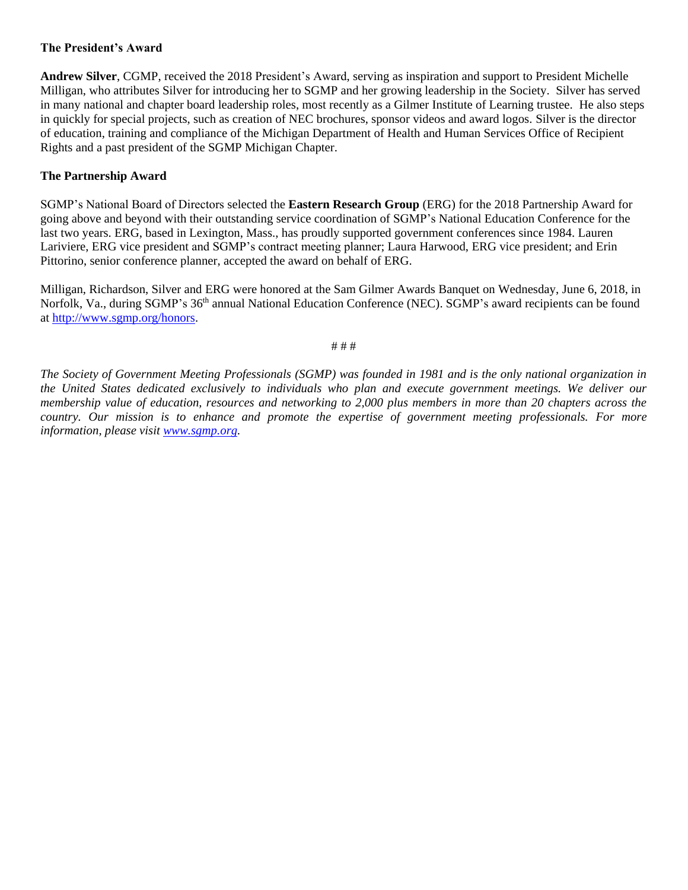### The President's Award

**Andrew Silver**, CGMP, received the 2018 President's Award, serving as inspiration and support to President Michelle Milligan, who attributes Silver for introducing her to SGMP and her growing leadership in the Society. Silver has served in many national and chapter board leadership roles, most recently as a Gilmer Institute of Learning trustee. He also steps in quickly for special projects, such as creation of NEC brochures, sponsor videos and award logos. Silver is the director of education, training and compliance of the Michigan Department of Health and Human Services Office of Recipient Rights and a past president of the SGMP Michigan Chapter.

### The Partnership Award

SGMP's National Board of Directors selected the **Eastern Research Group** (ERG) for the 2018 Partnership Award for going above and beyond with their outstanding service coordination of SGMP's National Education Conference for the last two years. ERG, based in Lexington, Mass., has proudly supported government conferences since 1984. Lauren Lariviere, ERG vice president and SGMP's contract meeting planner; Laura Harwood, ERG vice president; and Erin Pittorino, senior conference planner, accepted the award on behalf of ERG.

Milligan, Richardson, Silver and ERG were honored at the Sam Gilmer Awards Banquet on Wednesday, June 6, 2018, in Norfolk, Va., during SGMP's 36th annual National Education Conference (NEC). SGMP's award recipients can be found at http://www.sgmp.org/honors.

# # #

*The Society of Government Meeting Professionals (SGMP) was founded in 1981 and is the only national organization in the United States dedicated exclusively to individuals who plan and execute government meetings. We deliver our membership value of education, resources and networking to 2,000 plus members in more than 20 chapters across the country. Our mission is to enhance and promote the expertise of government meeting professionals. For more information, please visit www.sgmp.org.*